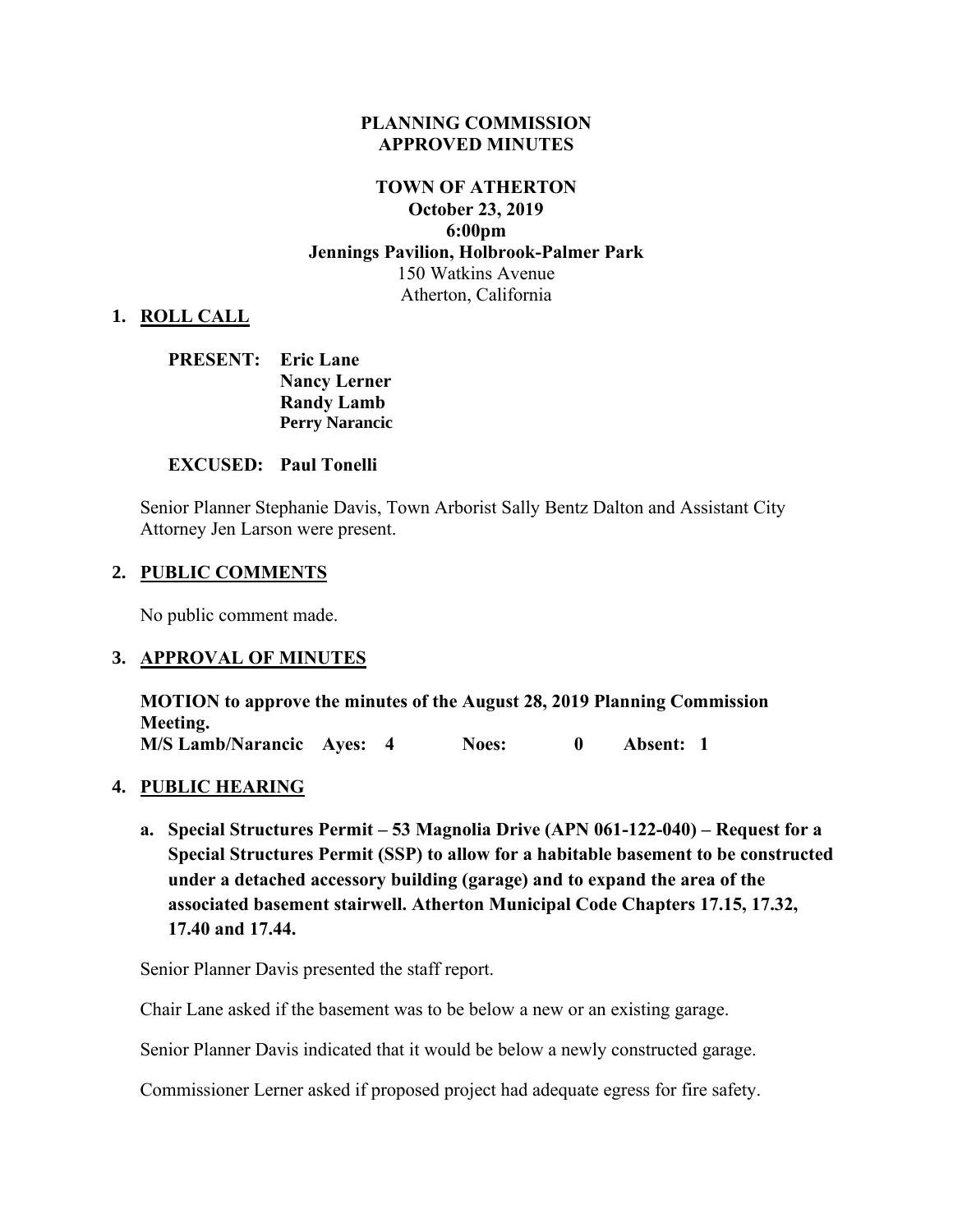**PLANNING COMMISSION**
**APPROVED MINUTES**

**TOWN OF ATHERTON**
**October 23, 2019**
**6:00pm**
**Jennings Pavilion, Holbrook-Palmer Park**
150 Watkins Avenue
Atherton, California

## 1. ROLL CALL

**PRESENT:** **Eric Lane**
**Nancy Lerner**
**Randy Lamb**
**Perry Narancic**

**EXCUSED:** **Paul Tonelli**

Senior Planner Stephanie Davis, Town Arborist Sally Bentz Dalton and Assistant City Attorney Jen Larson were present.

## 2. PUBLIC COMMENTS

No public comment made.

## 3. APPROVAL OF MINUTES

**MOTION to approve the minutes of the August 28, 2019 Planning Commission Meeting.**
**M/S Lamb/Narancic Ayes: 4 Noes: 0 Absent: 1**

## 4. PUBLIC HEARING

**a. Special Structures Permit – 53 Magnolia Drive (APN 061-122-040) – Request for a Special Structures Permit (SSP) to allow for a habitable basement to be constructed under a detached accessory building (garage) and to expand the area of the associated basement stairwell. Atherton Municipal Code Chapters 17.15, 17.32, 17.40 and 17.44.**

Senior Planner Davis presented the staff report.

Chair Lane asked if the basement was to be below a new or an existing garage.

Senior Planner Davis indicated that it would be below a newly constructed garage.

Commissioner Lerner asked if proposed project had adequate egress for fire safety.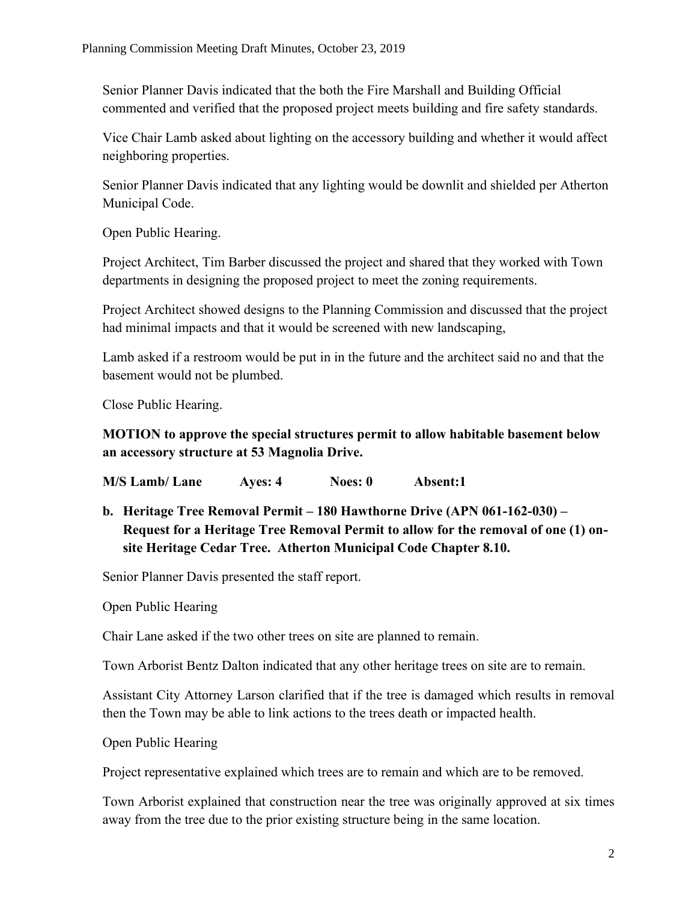Senior Planner Davis indicated that the both the Fire Marshall and Building Official commented and verified that the proposed project meets building and fire safety standards.

Vice Chair Lamb asked about lighting on the accessory building and whether it would affect neighboring properties.

Senior Planner Davis indicated that any lighting would be downlit and shielded per Atherton Municipal Code.

Open Public Hearing.

Project Architect, Tim Barber discussed the project and shared that they worked with Town departments in designing the proposed project to meet the zoning requirements.

Project Architect showed designs to the Planning Commission and discussed that the project had minimal impacts and that it would be screened with new landscaping,

Lamb asked if a restroom would be put in in the future and the architect said no and that the basement would not be plumbed.

Close Public Hearing.

**MOTION to approve the special structures permit to allow habitable basement below an accessory structure at 53 Magnolia Drive.**

**M/S Lamb/ Lane Ayes: 4 Noes: 0 Absent:1**

**b. Heritage Tree Removal Permit – 180 Hawthorne Drive (APN 061-162-030) – Request for a Heritage Tree Removal Permit to allow for the removal of one (1) on-site Heritage Cedar Tree. Atherton Municipal Code Chapter 8.10.**

Senior Planner Davis presented the staff report.

Open Public Hearing

Chair Lane asked if the two other trees on site are planned to remain.

Town Arborist Bentz Dalton indicated that any other heritage trees on site are to remain.

Assistant City Attorney Larson clarified that if the tree is damaged which results in removal then the Town may be able to link actions to the trees death or impacted health.

Open Public Hearing

Project representative explained which trees are to remain and which are to be removed.

Town Arborist explained that construction near the tree was originally approved at six times away from the tree due to the prior existing structure being in the same location.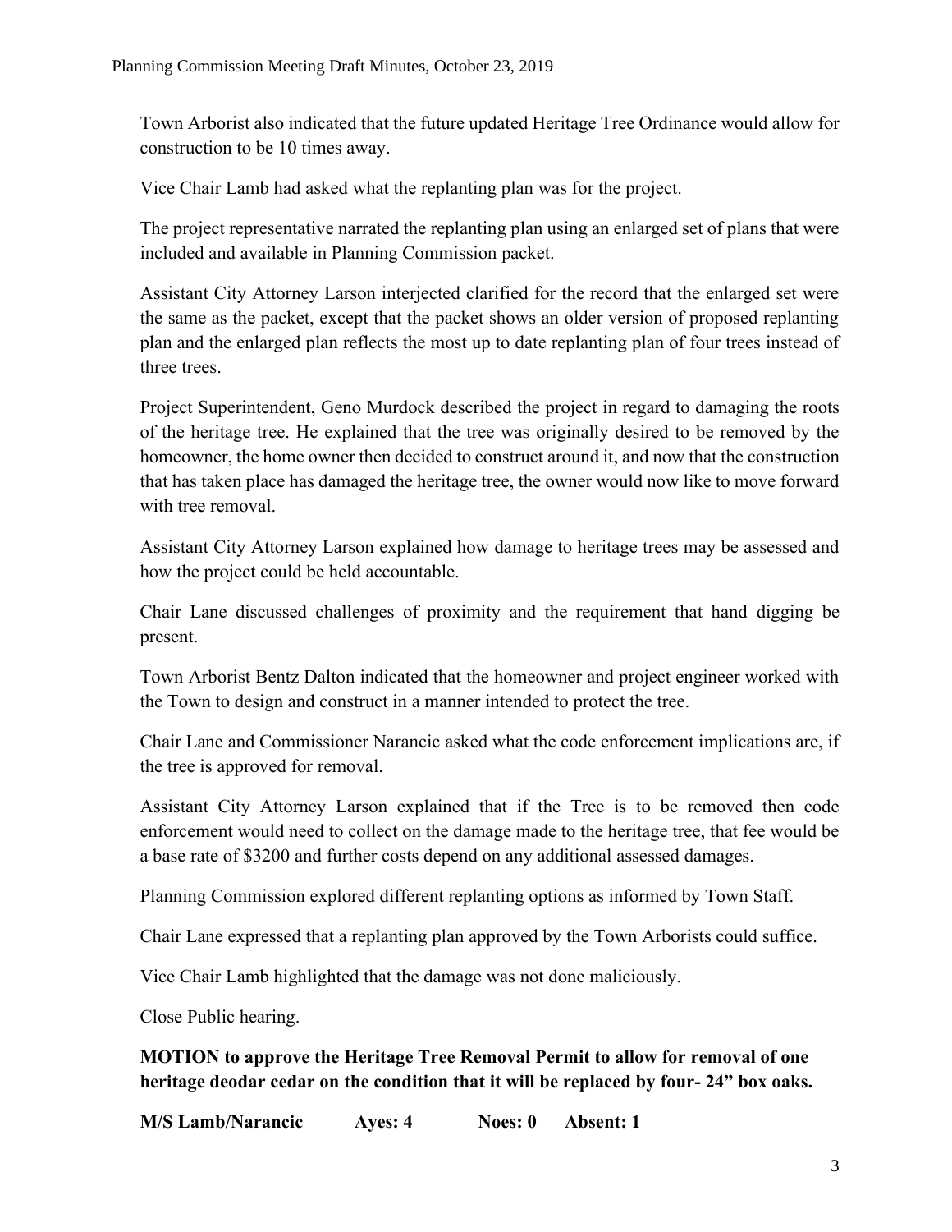Town Arborist also indicated that the future updated Heritage Tree Ordinance would allow for construction to be 10 times away.

Vice Chair Lamb had asked what the replanting plan was for the project.

The project representative narrated the replanting plan using an enlarged set of plans that were included and available in Planning Commission packet.

Assistant City Attorney Larson interjected clarified for the record that the enlarged set were the same as the packet, except that the packet shows an older version of proposed replanting plan and the enlarged plan reflects the most up to date replanting plan of four trees instead of three trees.

Project Superintendent, Geno Murdock described the project in regard to damaging the roots of the heritage tree. He explained that the tree was originally desired to be removed by the homeowner, the home owner then decided to construct around it, and now that the construction that has taken place has damaged the heritage tree, the owner would now like to move forward with tree removal.

Assistant City Attorney Larson explained how damage to heritage trees may be assessed and how the project could be held accountable.

Chair Lane discussed challenges of proximity and the requirement that hand digging be present.

Town Arborist Bentz Dalton indicated that the homeowner and project engineer worked with the Town to design and construct in a manner intended to protect the tree.

Chair Lane and Commissioner Narancic asked what the code enforcement implications are, if the tree is approved for removal.

Assistant City Attorney Larson explained that if the Tree is to be removed then code enforcement would need to collect on the damage made to the heritage tree, that fee would be a base rate of $3200 and further costs depend on any additional assessed damages.

Planning Commission explored different replanting options as informed by Town Staff.

Chair Lane expressed that a replanting plan approved by the Town Arborists could suffice.

Vice Chair Lamb highlighted that the damage was not done maliciously.

Close Public hearing.

**MOTION to approve the Heritage Tree Removal Permit to allow for removal of one heritage deodar cedar on the condition that it will be replaced by four- 24" box oaks.**

**M/S Lamb/Narancic Ayes: 4 Noes: 0 Absent: 1**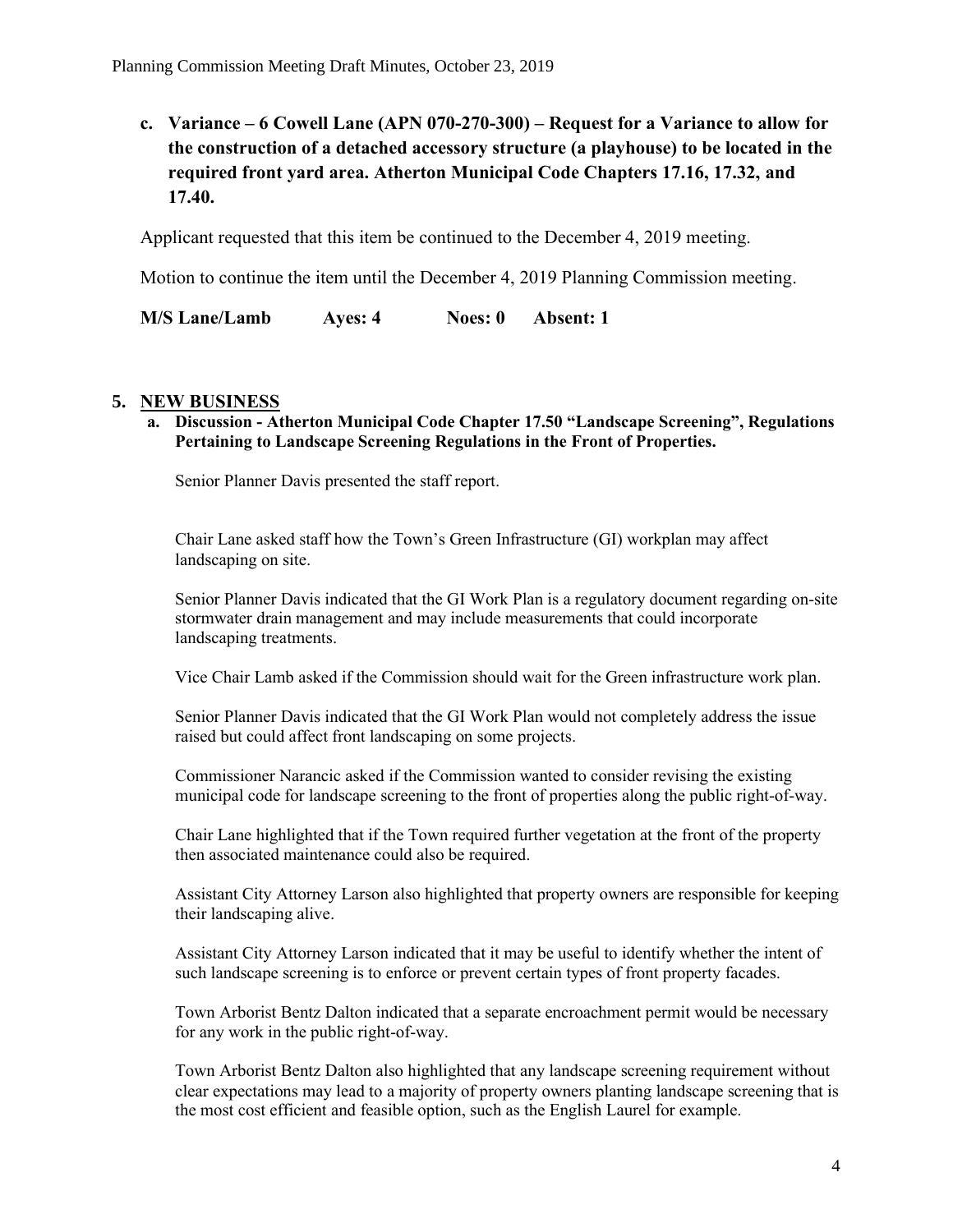**c. Variance – 6 Cowell Lane (APN 070-270-300) – Request for a Variance to allow for the construction of a detached accessory structure (a playhouse) to be located in the required front yard area. Atherton Municipal Code Chapters 17.16, 17.32, and 17.40.**

Applicant requested that this item be continued to the December 4, 2019 meeting.

Motion to continue the item until the December 4, 2019 Planning Commission meeting.

**M/S Lane/Lamb Ayes: 4 Noes: 0 Absent: 1**

## 5. NEW BUSINESS

**a. Discussion - Atherton Municipal Code Chapter 17.50 "Landscape Screening", Regulations Pertaining to Landscape Screening Regulations in the Front of Properties.**

Senior Planner Davis presented the staff report.

Chair Lane asked staff how the Town's Green Infrastructure (GI) workplan may affect landscaping on site.

Senior Planner Davis indicated that the GI Work Plan is a regulatory document regarding on-site stormwater drain management and may include measurements that could incorporate landscaping treatments.

Vice Chair Lamb asked if the Commission should wait for the Green infrastructure work plan.

Senior Planner Davis indicated that the GI Work Plan would not completely address the issue raised but could affect front landscaping on some projects.

Commissioner Narancic asked if the Commission wanted to consider revising the existing municipal code for landscape screening to the front of properties along the public right-of-way.

Chair Lane highlighted that if the Town required further vegetation at the front of the property then associated maintenance could also be required.

Assistant City Attorney Larson also highlighted that property owners are responsible for keeping their landscaping alive.

Assistant City Attorney Larson indicated that it may be useful to identify whether the intent of such landscape screening is to enforce or prevent certain types of front property facades.

Town Arborist Bentz Dalton indicated that a separate encroachment permit would be necessary for any work in the public right-of-way.

Town Arborist Bentz Dalton also highlighted that any landscape screening requirement without clear expectations may lead to a majority of property owners planting landscape screening that is the most cost efficient and feasible option, such as the English Laurel for example.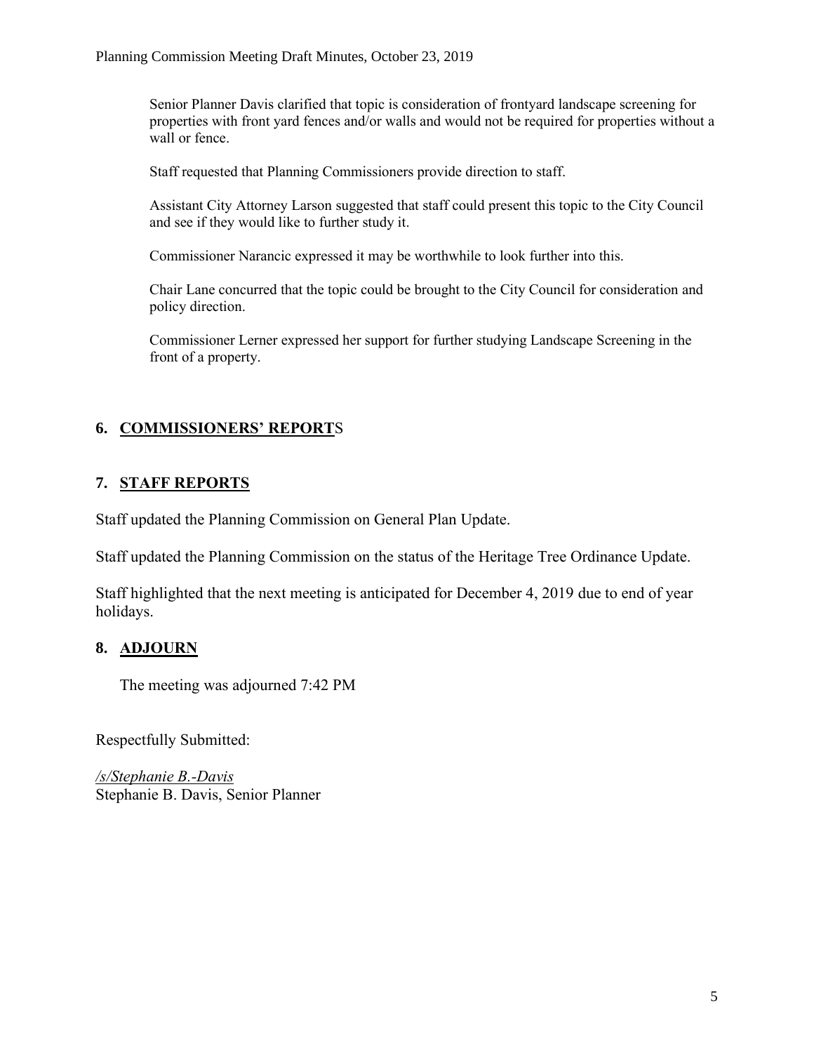Senior Planner Davis clarified that topic is consideration of frontyard landscape screening for properties with front yard fences and/or walls and would not be required for properties without a wall or fence.

Staff requested that Planning Commissioners provide direction to staff.

Assistant City Attorney Larson suggested that staff could present this topic to the City Council and see if they would like to further study it.

Commissioner Narancic expressed it may be worthwhile to look further into this.

Chair Lane concurred that the topic could be brought to the City Council for consideration and policy direction.

Commissioner Lerner expressed her support for further studying Landscape Screening in the front of a property.

## 6. COMMISSIONERS' REPORTS

## 7. STAFF REPORTS

Staff updated the Planning Commission on General Plan Update.

Staff updated the Planning Commission on the status of the Heritage Tree Ordinance Update.

Staff highlighted that the next meeting is anticipated for December 4, 2019 due to end of year holidays.

## 8. ADJOURN

The meeting was adjourned 7:42 PM

Respectfully Submitted:

*/s/Stephanie B.-Davis*
Stephanie B. Davis, Senior Planner